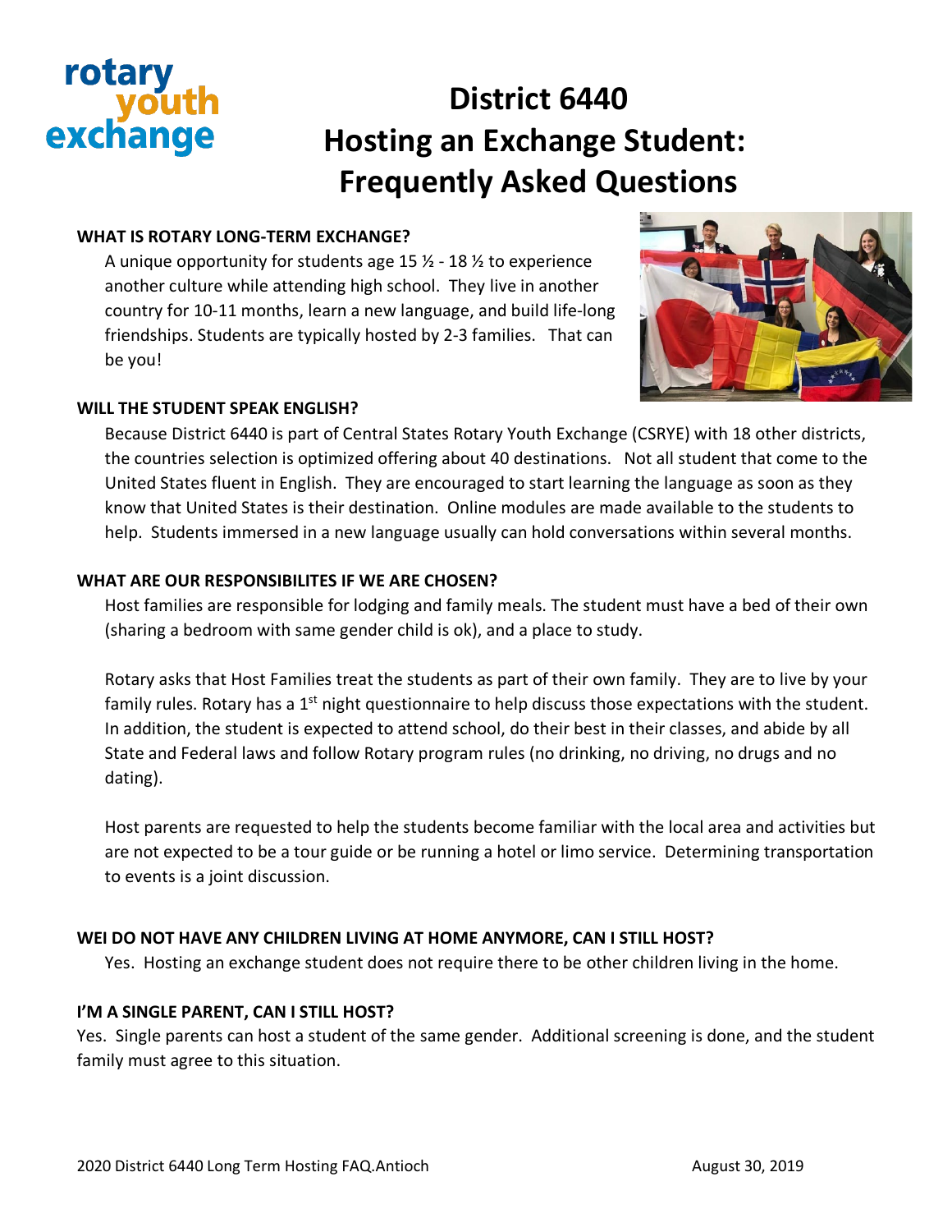rotary youth exchange

# District 6440 Hosting an Exchange Student: Frequently Asked Questions

**WHAT IS ROTARY LONG-TERM EXCHANGE?**

A unique opportunity for students age 15 ½ - 18 ½ to experience another culture while attending high school. They live in another country for 10-11 months, learn a new language, and build life-long friendships. Students are typically hosted by 2-3 families. That can be you!

**WILL THE STUDENT SPEAK ENGLISH?**

Because District 6440 is part of Central States Rotary Youth Exchange (CSRYE) with 18 other districts, the countries selection is optimized offering about 40 destinations. Not all student that come to the United States fluent in English. They are encouraged to start learning the language as soon as they know that United States is their destination. Online modules are made available to the students to help. Students immersed in a new language usually can hold conversations within several months.

**WHAT ARE OUR RESPONSIBILITES IF WE ARE CHOSEN?**

Host families are responsible for lodging and family meals. The student must have a bed of their own (sharing a bedroom with same gender child is ok), and a place to study.

Rotary asks that Host Families treat the students as part of their own family. They are to live by your family rules. Rotary has a 1st night questionnaire to help discuss those expectations with the student. In addition, the student is expected to attend school, do their best in their classes, and abide by all State and Federal laws and follow Rotary program rules (no drinking, no driving, no drugs and no dating).

Host parents are requested to help the students become familiar with the local area and activities but are not expected to be a tour guide or be running a hotel or limo service. Determining transportation to events is a joint discussion.

**WEI DO NOT HAVE ANY CHILDREN LIVING AT HOME ANYMORE, CAN I STILL HOST?**

Yes. Hosting an exchange student does not require there to be other children living in the home.

**I'M A SINGLE PARENT, CAN I STILL HOST?**

Yes. Single parents can host a student of the same gender. Additional screening is done, and the student family must agree to this situation.

2020 District 6440 Long Term Hosting FAQ.Antioch August 30, 2019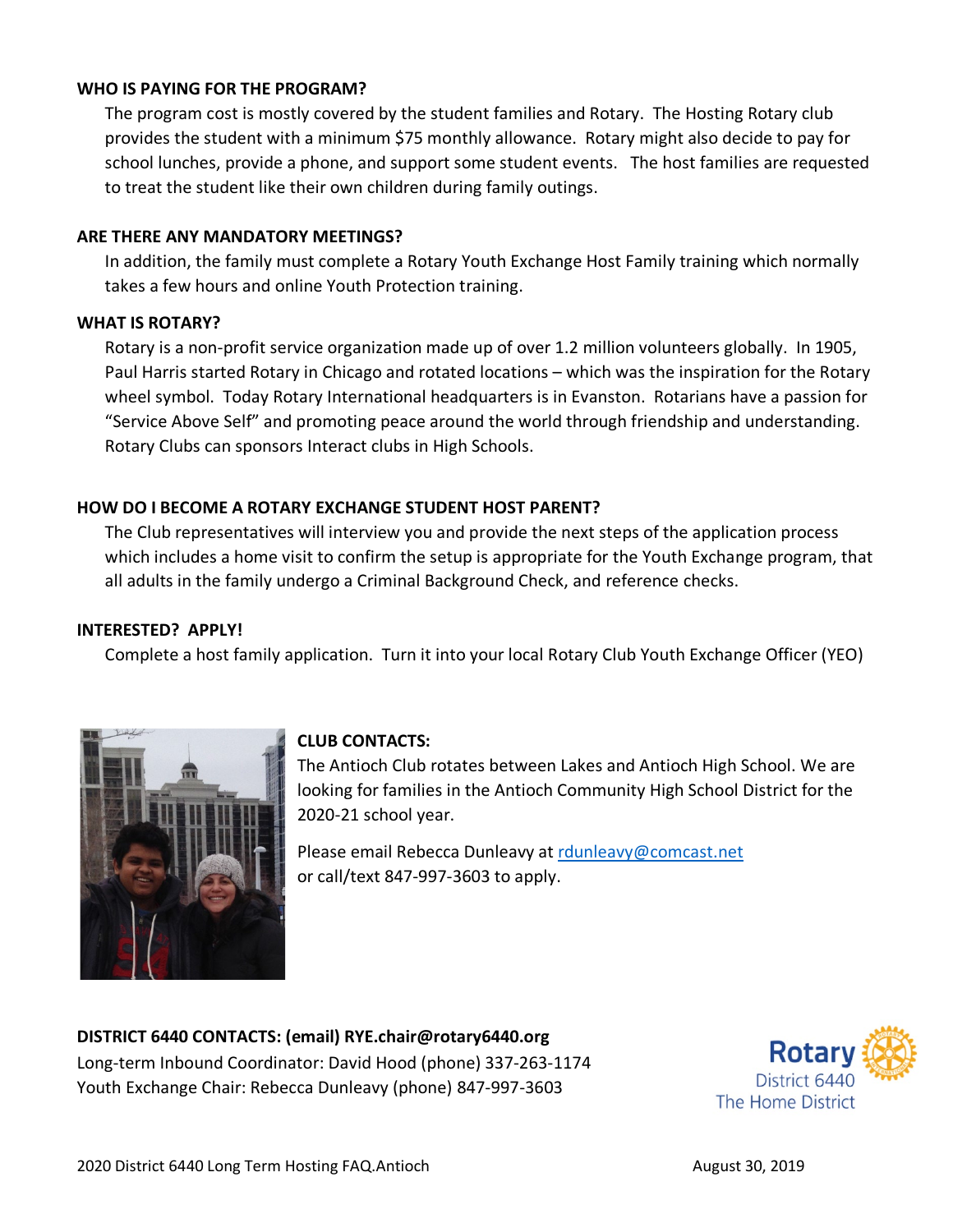**WHO IS PAYING FOR THE PROGRAM?**

The program cost is mostly covered by the student families and Rotary. The Hosting Rotary club provides the student with a minimum $75 monthly allowance. Rotary might also decide to pay for school lunches, provide a phone, and support some student events. The host families are requested to treat the student like their own children during family outings.

**ARE THERE ANY MANDATORY MEETINGS?**

In addition, the family must complete a Rotary Youth Exchange Host Family training which normally takes a few hours and online Youth Protection training.

**WHAT IS ROTARY?**

Rotary is a non-profit service organization made up of over 1.2 million volunteers globally. In 1905, Paul Harris started Rotary in Chicago and rotated locations – which was the inspiration for the Rotary wheel symbol. Today Rotary International headquarters is in Evanston. Rotarians have a passion for "Service Above Self" and promoting peace around the world through friendship and understanding. Rotary Clubs can sponsors Interact clubs in High Schools.

**HOW DO I BECOME A ROTARY EXCHANGE STUDENT HOST PARENT?**

The Club representatives will interview you and provide the next steps of the application process which includes a home visit to confirm the setup is appropriate for the Youth Exchange program, that all adults in the family undergo a Criminal Background Check, and reference checks.

**INTERESTED? APPLY!**

Complete a host family application. Turn it into your local Rotary Club Youth Exchange Officer (YEO)

**CLUB CONTACTS:**

The Antioch Club rotates between Lakes and Antioch High School. We are looking for families in the Antioch Community High School District for the 2020-21 school year.

Please email Rebecca Dunleavy at rdunleavy@comcast.net or call/text 847-997-3603 to apply.

**DISTRICT 6440 CONTACTS: (email) RYE.chair@rotary6440.org**

Long-term Inbound Coordinator: David Hood (phone) 337-263-1174

Youth Exchange Chair: Rebecca Dunleavy (phone) 847-997-3603

Rotary District 6440 The Home District

2020 District 6440 Long Term Hosting FAQ.Antioch August 30, 2019